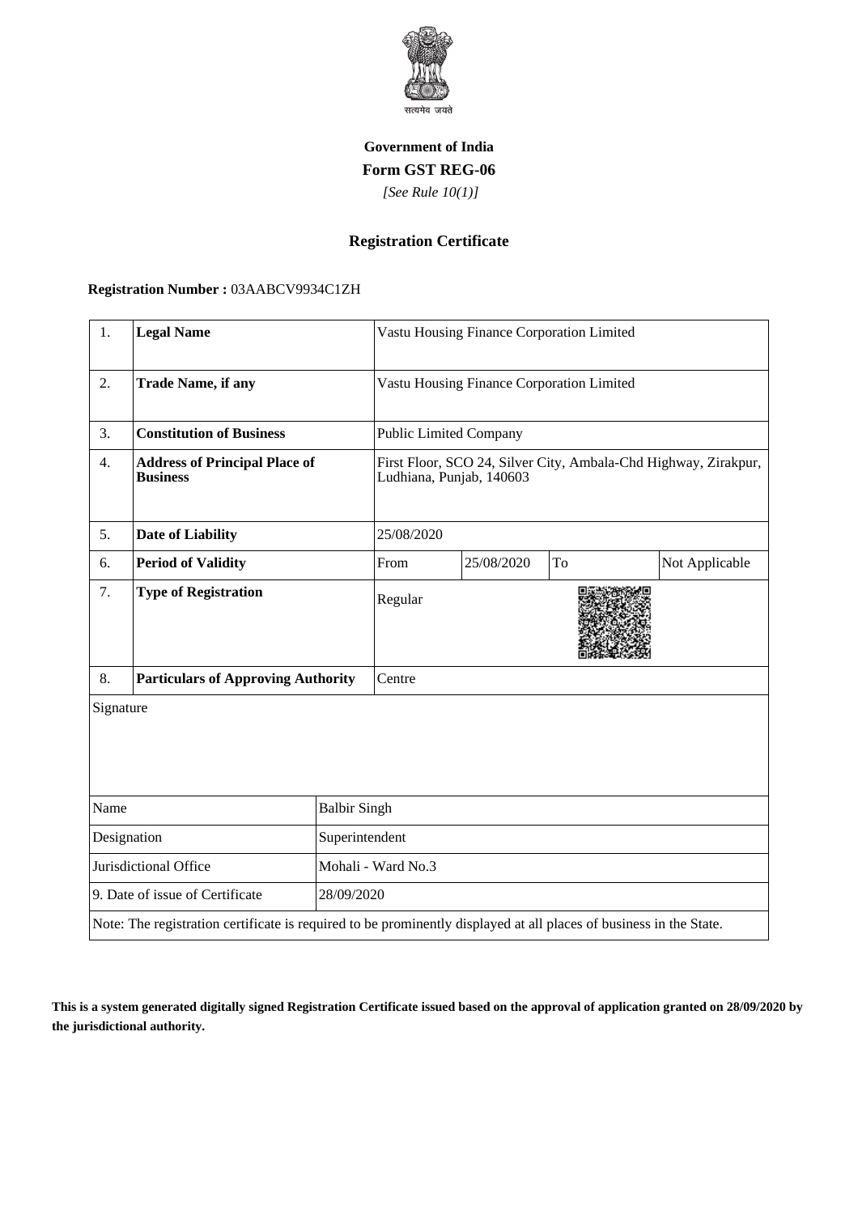सत्यमेव जयते

**Government of India**

**Form GST REG-06**

*[See Rule 10(1)]*

## Registration Certificate

**Registration Number :** 03AABCV9934C1ZH

| 1. | **Legal Name** | Vastu Housing Finance Corporation Limited | | | |
|---|---|---|---|---|---|
| 2. | **Trade Name, if any** | Vastu Housing Finance Corporation Limited | | | |
| 3. | **Constitution of Business** | Public Limited Company | | | |
| 4. | **Address of Principal Place of Business** | First Floor, SCO 24, Silver City, Ambala-Chd Highway, Zirakpur, Ludhiana, Punjab, 140603 | | | |
| 5. | **Date of Liability** | 25/08/2020 | | | |
| 6. | **Period of Validity** | From | 25/08/2020 | To | Not Applicable |
| 7. | **Type of Registration** | Regular | | | |
| 8. | **Particulars of Approving Authority** | Centre | | | |

Signature

| | |
|---|---|
| Name | Balbir Singh |
| Designation | Superintendent |
| Jurisdictional Office | Mohali - Ward No.3 |
| 9. Date of issue of Certificate | 28/09/2020 |

Note: The registration certificate is required to be prominently displayed at all places of business in the State.

**This is a system generated digitally signed Registration Certificate issued based on the approval of application granted on 28/09/2020 by the jurisdictional authority.**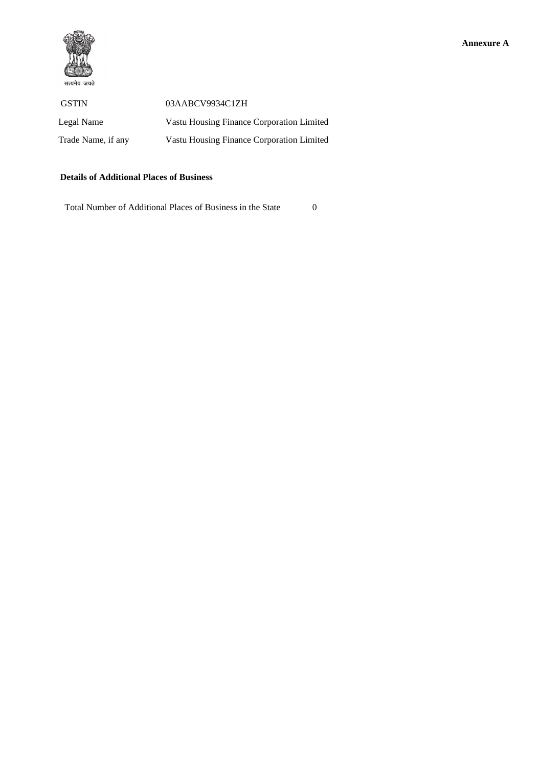**Annexure A**

सत्यमेव जयते

| GSTIN | 03AABCV9934C1ZH |
|---|---|
| Legal Name | Vastu Housing Finance Corporation Limited |
| Trade Name, if any | Vastu Housing Finance Corporation Limited |

**Details of Additional Places of Business**

Total Number of Additional Places of Business in the State 0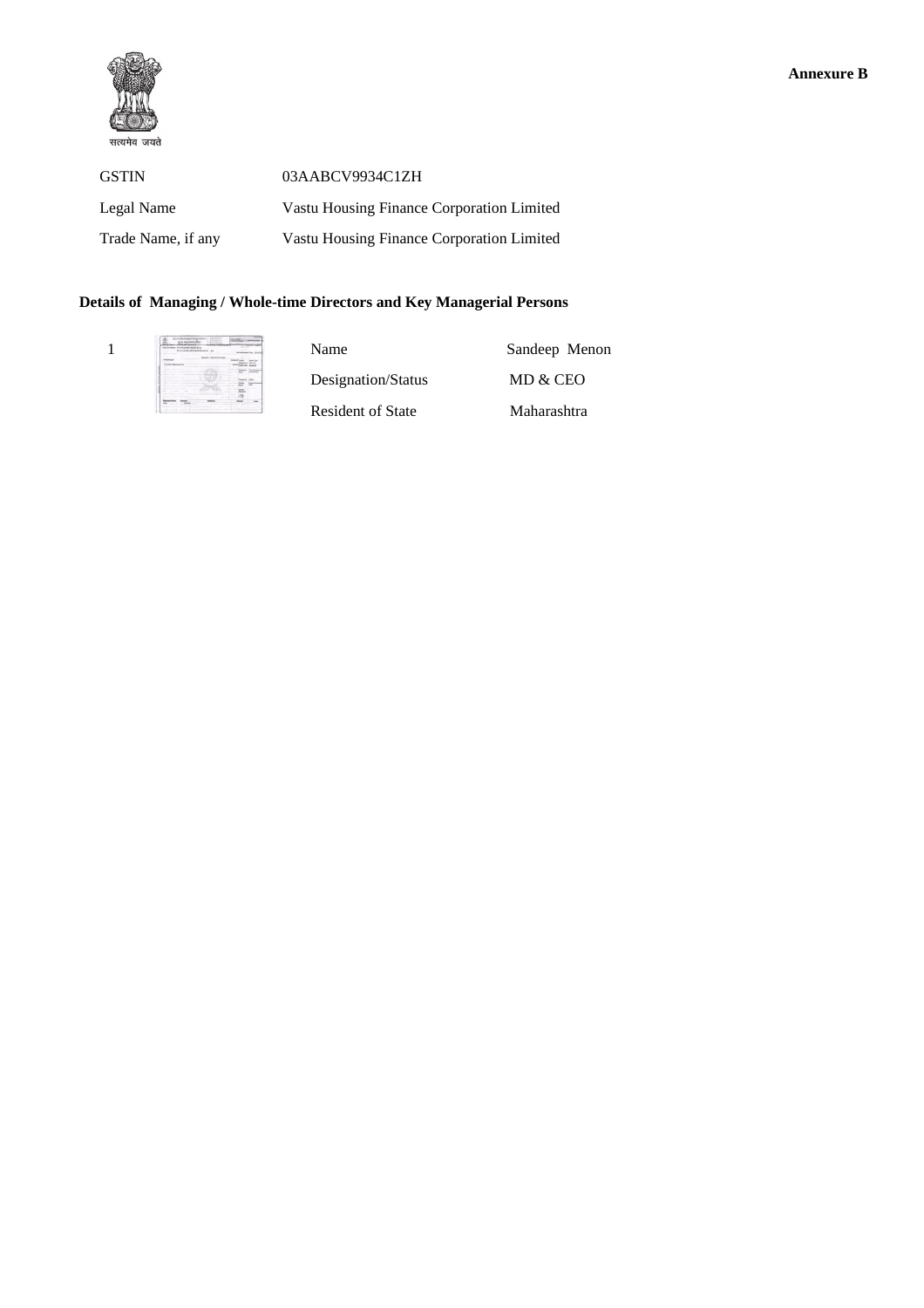सत्यमेव जयते

**Annexure B**

| | |
|---|---|
| GSTIN | 03AABCV9934C1ZH |
| Legal Name | Vastu Housing Finance Corporation Limited |
| Trade Name, if any | Vastu Housing Finance Corporation Limited |

**Details of Managing / Whole-time Directors and Key Managerial Persons**

| | | |
|---|---|---|
| 1 | Name | Sandeep Menon |
| | Designation/Status | MD & CEO |
| | Resident of State | Maharashtra |